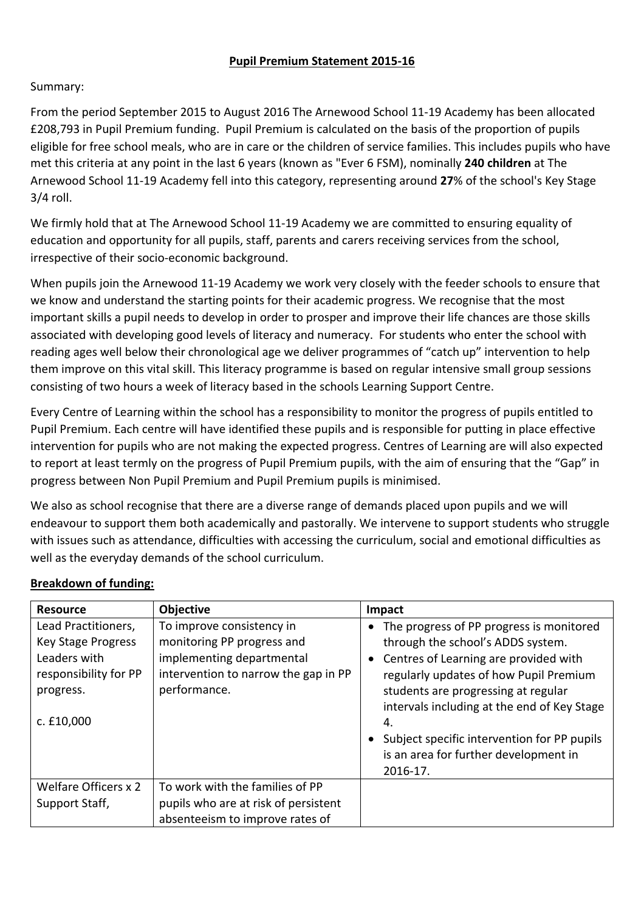**Pupil Premium Statement 2015-16**

Summary:

From the period September 2015 to August 2016 The Arnewood School 11-19 Academy has been allocated £208,793 in Pupil Premium funding. Pupil Premium is calculated on the basis of the proportion of pupils eligible for free school meals, who are in care or the children of service families. This includes pupils who have met this criteria at any point in the last 6 years (known as "Ever 6 FSM), nominally **240 children** at The Arnewood School 11-19 Academy fell into this category, representing around **27**% of the school's Key Stage 3/4 roll.

We firmly hold that at The Arnewood School 11-19 Academy we are committed to ensuring equality of education and opportunity for all pupils, staff, parents and carers receiving services from the school, irrespective of their socio-economic background.

When pupils join the Arnewood 11-19 Academy we work very closely with the feeder schools to ensure that we know and understand the starting points for their academic progress. We recognise that the most important skills a pupil needs to develop in order to prosper and improve their life chances are those skills associated with developing good levels of literacy and numeracy. For students who enter the school with reading ages well below their chronological age we deliver programmes of "catch up" intervention to help them improve on this vital skill. This literacy programme is based on regular intensive small group sessions consisting of two hours a week of literacy based in the schools Learning Support Centre.

Every Centre of Learning within the school has a responsibility to monitor the progress of pupils entitled to Pupil Premium. Each centre will have identified these pupils and is responsible for putting in place effective intervention for pupils who are not making the expected progress. Centres of Learning are will also expected to report at least termly on the progress of Pupil Premium pupils, with the aim of ensuring that the "Gap" in progress between Non Pupil Premium and Pupil Premium pupils is minimised.

We also as school recognise that there are a diverse range of demands placed upon pupils and we will endeavour to support them both academically and pastorally. We intervene to support students who struggle with issues such as attendance, difficulties with accessing the curriculum, social and emotional difficulties as well as the everyday demands of the school curriculum.

**Breakdown of funding:**

| Resource | Objective | Impact |
|---|---|---|
| Lead Practitioners, Key Stage Progress Leaders with responsibility for PP progress.<br><br>c. £10,000 | To improve consistency in monitoring PP progress and implementing departmental intervention to narrow the gap in PP performance. | • The progress of PP progress is monitored through the school's ADDS system.<br>• Centres of Learning are provided with regularly updates of how Pupil Premium students are progressing at regular intervals including at the end of Key Stage 4.<br>• Subject specific intervention for PP pupils is an area for further development in 2016-17. |
| Welfare Officers x 2 Support Staff, | To work with the families of PP pupils who are at risk of persistent absenteeism to improve rates of | |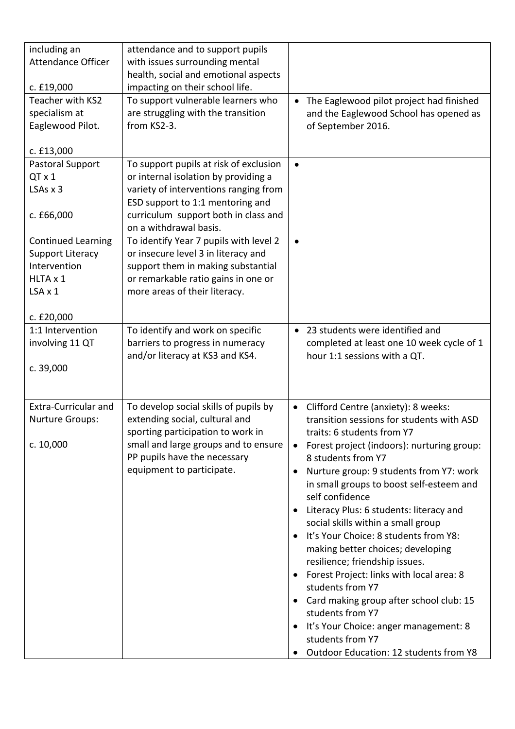| | | |
|---|---|---|
| including an Attendance Officer<br><br>c. £19,000 | attendance and to support pupils with issues surrounding mental health, social and emotional aspects impacting on their school life. | |
| Teacher with KS2 specialism at Eaglewood Pilot.<br><br>c. £13,000 | To support vulnerable learners who are struggling with the transition from KS2-3. | • The Eaglewood pilot project had finished and the Eaglewood School has opened as of September 2016. |
| Pastoral Support<br>QT x 1<br>LSAs x 3<br><br>c. £66,000 | To support pupils at risk of exclusion or internal isolation by providing a variety of interventions ranging from ESD support to 1:1 mentoring and curriculum support both in class and on a withdrawal basis. | • |
| Continued Learning Support Literacy Intervention<br>HLTA x 1<br>LSA x 1<br><br>c. £20,000 | To identify Year 7 pupils with level 2 or insecure level 3 in literacy and support them in making substantial or remarkable ratio gains in one or more areas of their literacy. | • |
| 1:1 Intervention involving 11 QT<br><br>c. 39,000 | To identify and work on specific barriers to progress in numeracy and/or literacy at KS3 and KS4. | • 23 students were identified and completed at least one 10 week cycle of 1 hour 1:1 sessions with a QT. |
| Extra-Curricular and Nurture Groups:<br><br>c. 10,000 | To develop social skills of pupils by extending social, cultural and sporting participation to work in small and large groups and to ensure PP pupils have the necessary equipment to participate. | • Clifford Centre (anxiety): 8 weeks: transition sessions for students with ASD traits: 6 students from Y7<br>• Forest project (indoors): nurturing group: 8 students from Y7<br>• Nurture group: 9 students from Y7: work in small groups to boost self-esteem and self confidence<br>• Literacy Plus: 6 students: literacy and social skills within a small group<br>• It's Your Choice: 8 students from Y8: making better choices; developing resilience; friendship issues.<br>• Forest Project: links with local area: 8 students from Y7<br>• Card making group after school club: 15 students from Y7<br>• It's Your Choice: anger management: 8 students from Y7<br>• Outdoor Education: 12 students from Y8 |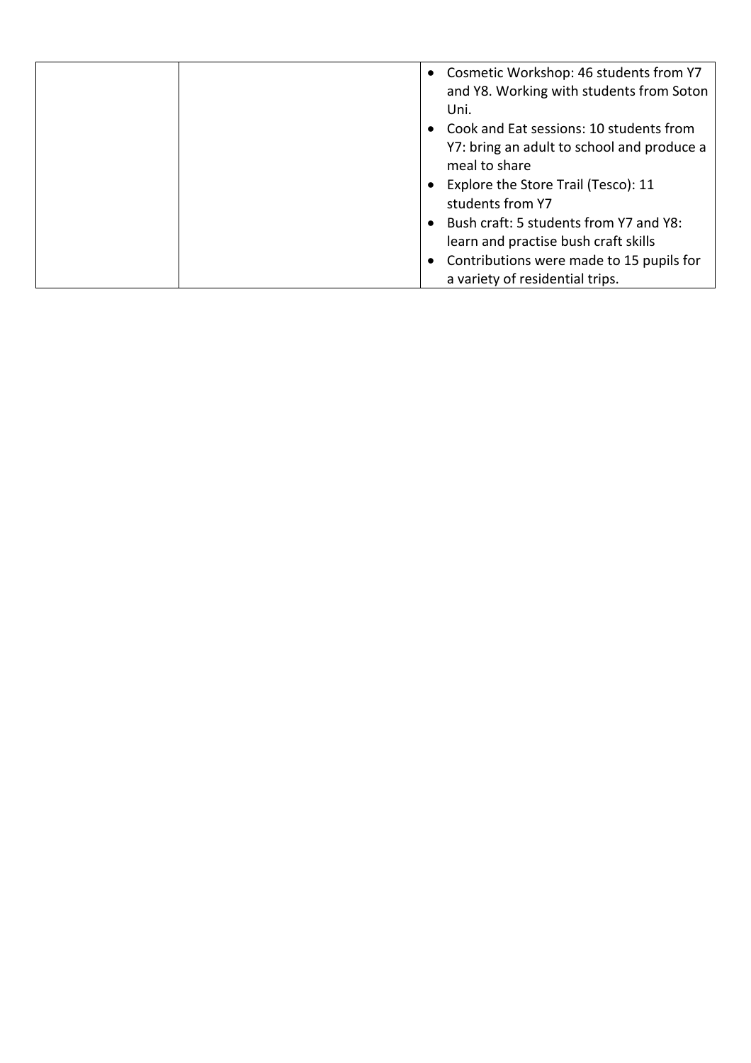| | | |
|---|---|---|
| | | <ul><li>Cosmetic Workshop: 46 students from Y7 and Y8. Working with students from Soton Uni.</li><li>Cook and Eat sessions: 10 students from Y7: bring an adult to school and produce a meal to share</li><li>Explore the Store Trail (Tesco): 11 students from Y7</li><li>Bush craft: 5 students from Y7 and Y8: learn and practise bush craft skills</li><li>Contributions were made to 15 pupils for a variety of residential trips.</li></ul> |